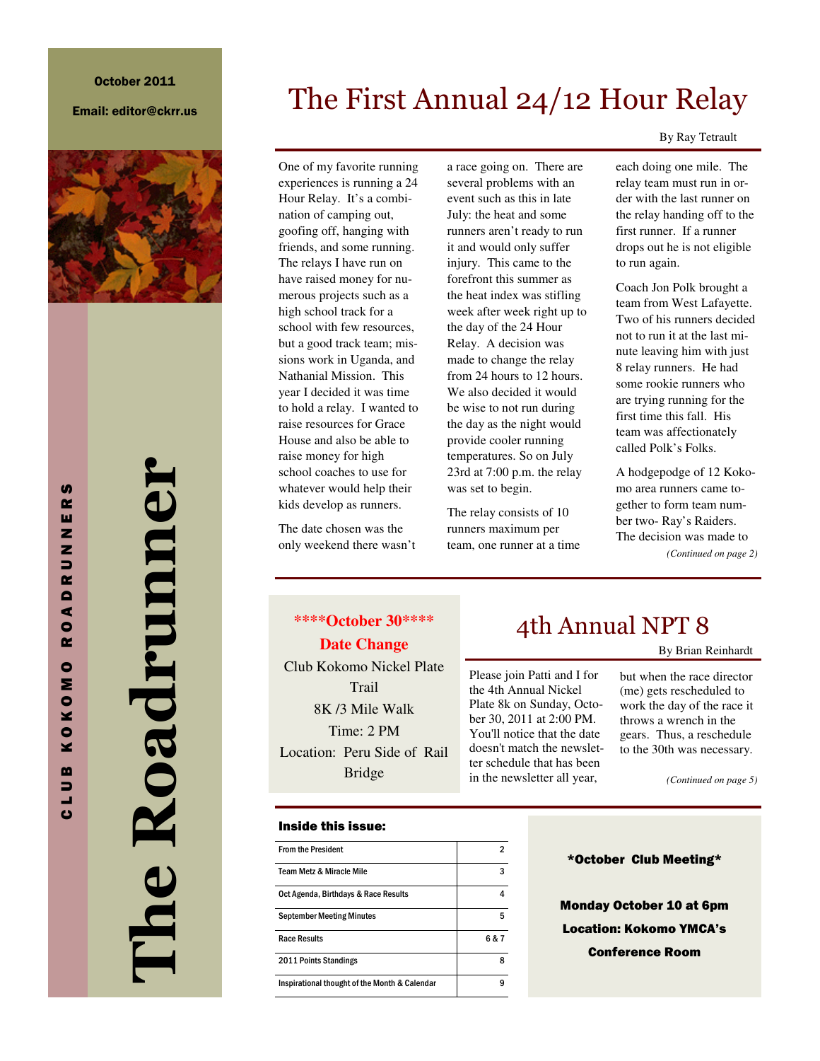October 2011

Email: editor@ckrr.us

# The Roadrunner

CLUB KOKOMO ROADRUNNERS

## The First Annual 24/12 Hour Relay

By Ray Tetrault

One of my favorite running experiences is running a 24 Hour Relay. It's a combination of camping out, goofing off, hanging with friends, and some running. The relays I have run on have raised money for numerous projects such as a high school track for a school with few resources, but a good track team; missions work in Uganda, and Nathanial Mission. This year I decided it was time to hold a relay. I wanted to raise resources for Grace House and also be able to raise money for high school coaches to use for whatever would help their kids develop as runners.

The date chosen was the only weekend there wasn't a race going on. There are several problems with an event such as this in late July: the heat and some runners aren't ready to run it and would only suffer injury. This came to the forefront this summer as the heat index was stifling week after week right up to the day of the 24 Hour Relay. A decision was made to change the relay from 24 hours to 12 hours. We also decided it would be wise to not run during the day as the night would provide cooler running temperatures. So on July 23rd at 7:00 p.m. the relay was set to begin.

The relay consists of 10 runners maximum per team, one runner at a time each doing one mile. The relay team must run in order with the last runner on the relay handing off to the first runner. If a runner drops out he is not eligible to run again.

Coach Jon Polk brought a team from West Lafayette. Two of his runners decided not to run it at the last minute leaving him with just 8 relay runners. He had some rookie runners who are trying running for the first time this fall. His team was affectionately called Polk's Folks.

A hodgepodge of 12 Kokomo area runners came together to form team number two- Ray's Raiders. The decision was made to

*(Continued on page 2)*

**\*\*\*\*October 30\*\*\*\***

**Date Change**

Club Kokomo Nickel Plate Trail

8K /3 Mile Walk

Time: 2 PM

Location: Peru Side of Rail Bridge

## 4th Annual NPT 8

By Brian Reinhardt

Please join Patti and I for the 4th Annual Nickel Plate 8k on Sunday, October 30, 2011 at 2:00 PM. You'll notice that the date doesn't match the newsletter schedule that has been in the newsletter all year, but when the race director (me) gets rescheduled to work the day of the race it throws a wrench in the gears. Thus, a reschedule to the 30th was necessary.

*(Continued on page 5)*

### Inside this issue:

| | |
|---|---|
| From the President | 2 |
| Team Metz & Miracle Mile | 3 |
| Oct Agenda, Birthdays & Race Results | 4 |
| September Meeting Minutes | 5 |
| Race Results | 6 & 7 |
| 2011 Points Standings | 8 |
| Inspirational thought of the Month & Calendar | 9 |

**\*October Club Meeting\***

**Monday October 10 at 6pm**

**Location: Kokomo YMCA's Conference Room**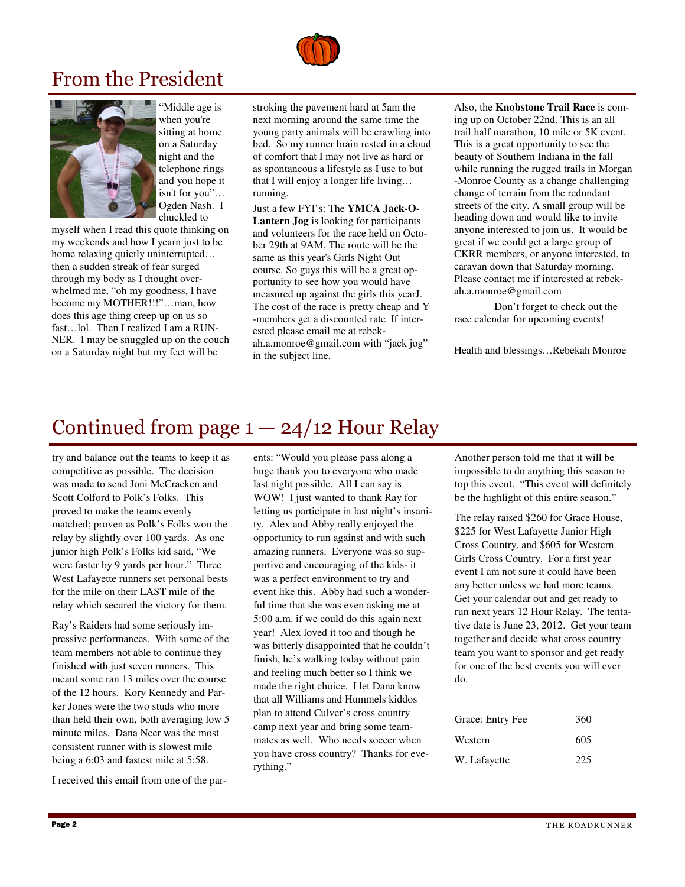# From the President

"Middle age is when you're sitting at home on a Saturday night and the telephone rings and you hope it isn't for you"… Ogden Nash. I chuckled to myself when I read this quote thinking on my weekends and how I yearn just to be home relaxing quietly uninterrupted… then a sudden streak of fear surged through my body as I thought overwhelmed me, "oh my goodness, I have become my MOTHER!!!"…man, how does this age thing creep up on us so fast…lol. Then I realized I am a RUNNER. I may be snuggled up on the couch on a Saturday night but my feet will be stroking the pavement hard at 5am the next morning around the same time the young party animals will be crawling into bed. So my runner brain rested in a cloud of comfort that I may not live as hard or as spontaneous a lifestyle as I use to but that I will enjoy a longer life living… running.

Just a few FYI's: The **YMCA Jack-O-Lantern Jog** is looking for participants and volunteers for the race held on October 29th at 9AM. The route will be the same as this year's Girls Night Out course. So guys this will be a great opportunity to see how you would have measured up against the girls this yearJ. The cost of the race is pretty cheap and Y-members get a discounted rate. If interested please email me at rebekah.a.monroe@gmail.com with "jack jog" in the subject line.

Also, the **Knobstone Trail Race** is coming up on October 22nd. This is an all trail half marathon, 10 mile or 5K event. This is a great opportunity to see the beauty of Southern Indiana in the fall while running the rugged trails in Morgan-Monroe County as a change challenging change of terrain from the redundant streets of the city. A small group will be heading down and would like to invite anyone interested to join us. It would be great if we could get a large group of CKRR members, or anyone interested, to caravan down that Saturday morning. Please contact me if interested at rebekah.a.monroe@gmail.com

Don't forget to check out the race calendar for upcoming events!

Health and blessings…Rebekah Monroe

# Continued from page 1 — 24/12 Hour Relay

try and balance out the teams to keep it as competitive as possible. The decision was made to send Joni McCracken and Scott Colford to Polk's Folks. This proved to make the teams evenly matched; proven as Polk's Folks won the relay by slightly over 100 yards. As one junior high Polk's Folks kid said, "We were faster by 9 yards per hour." Three West Lafayette runners set personal bests for the mile on their LAST mile of the relay which secured the victory for them.

Ray's Raiders had some seriously impressive performances. With some of the team members not able to continue they finished with just seven runners. This meant some ran 13 miles over the course of the 12 hours. Kory Kennedy and Parker Jones were the two studs who more than held their own, both averaging low 5 minute miles. Dana Neer was the most consistent runner with is slowest mile being a 6:03 and fastest mile at 5:58.

I received this email from one of the parents: "Would you please pass along a huge thank you to everyone who made last night possible. All I can say is WOW! I just wanted to thank Ray for letting us participate in last night's insanity. Alex and Abby really enjoyed the opportunity to run against and with such amazing runners. Everyone was so supportive and encouraging of the kids- it was a perfect environment to try and event like this. Abby had such a wonderful time that she was even asking me at 5:00 a.m. if we could do this again next year! Alex loved it too and though he was bitterly disappointed that he couldn't finish, he's walking today without pain and feeling much better so I think we made the right choice. I let Dana know that all Williams and Hummels kiddos plan to attend Culver's cross country camp next year and bring some teammates as well. Who needs soccer when you have cross country? Thanks for everything."

Another person told me that it will be impossible to do anything this season to top this event. "This event will definitely be the highlight of this entire season."

The relay raised $260 for Grace House, $225 for West Lafayette Junior High Cross Country, and $605 for Western Girls Cross Country. For a first year event I am not sure it could have been any better unless we had more teams. Get your calendar out and get ready to run next years 12 Hour Relay. The tentative date is June 23, 2012. Get your team together and decide what cross country team you want to sponsor and get ready for one of the best events you will ever do.

| | |
|---|---|
| Grace: Entry Fee | 360 |
| Western | 605 |
| W. Lafayette | 225 |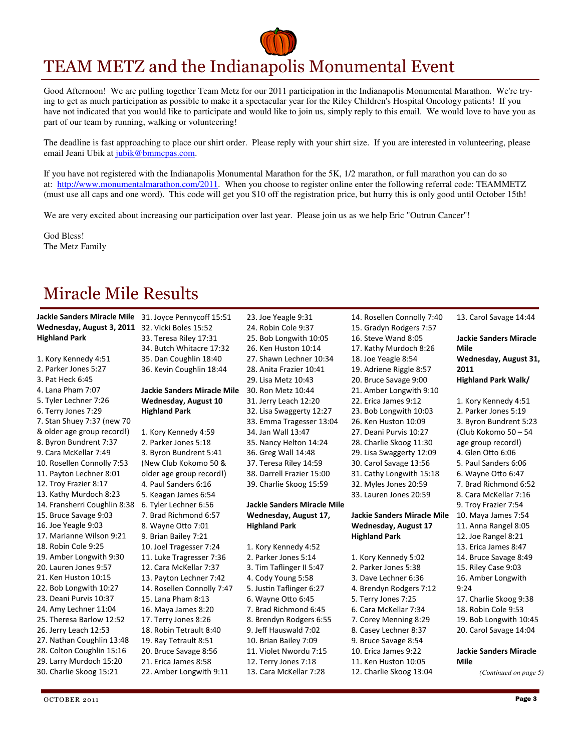# TEAM METZ and the Indianapolis Monumental Event

Good Afternoon! We are pulling together Team Metz for our 2011 participation in the Indianapolis Monumental Marathon. We're trying to get as much participation as possible to make it a spectacular year for the Riley Children's Hospital Oncology patients! If you have not indicated that you would like to participate and would like to join us, simply reply to this email. We would love to have you as part of our team by running, walking or volunteering!

The deadline is fast approaching to place our shirt order. Please reply with your shirt size. If you are interested in volunteering, please email Jeani Ubik at jubik@bmmcpas.com.

If you have not registered with the Indianapolis Monumental Marathon for the 5K, 1/2 marathon, or full marathon you can do so at: http://www.monumentalmarathon.com/2011. When you choose to register online enter the following referral code: TEAMMETZ (must use all caps and one word). This code will get you $10 off the registration price, but hurry this is only good until October 15th!

We are very excited about increasing our participation over last year. Please join us as we help Eric "Outrun Cancer"!

God Bless!
The Metz Family

# Miracle Mile Results

**Jackie Sanders Miracle Mile Wednesday, August 3, 2011 Highland Park**

1. Kory Kennedy 4:51
2. Parker Jones 5:27
3. Pat Heck 6:45
4. Lana Pham 7:07
5. Tyler Lechner 7:26
6. Terry Jones 7:29
7. Stan Shuey 7:37 (new 70 & older age group record!)
8. Byron Bundrent 7:37
9. Cara McKellar 7:49
10. Rosellen Connolly 7:53
11. Payton Lechner 8:01
12. Troy Frazier 8:17
13. Kathy Murdoch 8:23
14. Fransherri Coughlin 8:38
15. Bruce Savage 9:03
16. Joe Yeagle 9:03
17. Marianne Wilson 9:21
18. Robin Cole 9:25
19. Amber Longwith 9:30
20. Lauren Jones 9:57
21. Ken Huston 10:15
22. Bob Longwith 10:27
23. Deani Purvis 10:37
24. Amy Lechner 11:04
25. Theresa Barlow 12:52
26. Jerry Leach 12:53
27. Nathan Coughlin 13:48
28. Colton Coughlin 15:16
29. Larry Murdoch 15:20
30. Charlie Skoog 15:21
31. Joyce Pennycoff 15:51
32. Vicki Boles 15:52
33. Teresa Riley 17:31
34. Butch Whitacre 17:32
35. Dan Coughlin 18:40
36. Kevin Coughlin 18:44

**Jackie Sanders Miracle Mile Wednesday, August 10 Highland Park**

1. Kory Kennedy 4:59
2. Parker Jones 5:18
3. Byron Bundrent 5:41 (New Club Kokomo 50 & older age group record!)
4. Paul Sanders 6:16
5. Keagan James 6:54
6. Tyler Lechner 6:56
7. Brad Richmond 6:57
8. Wayne Otto 7:01
9. Brian Bailey 7:21
10. Joel Tragesser 7:24
11. Luke Tragresser 7:36
12. Cara McKellar 7:37
13. Payton Lechner 7:42
14. Rosellen Connolly 7:47
15. Lana Pham 8:13
16. Maya James 8:20
17. Terry Jones 8:26
18. Robin Tetrault 8:40
19. Ray Tetrault 8:51
20. Bruce Savage 8:56
21. Erica James 8:58
22. Amber Longwith 9:11
23. Joe Yeagle 9:31
24. Robin Cole 9:37
25. Bob Longwith 10:05
26. Ken Huston 10:14
27. Shawn Lechner 10:34
28. Anita Frazier 10:41
29. Lisa Metz 10:43
30. Ron Metz 10:44
31. Jerry Leach 12:20
32. Lisa Swaggerty 12:27
33. Emma Tragesser 13:04
34. Jan Wall 13:47
35. Nancy Helton 14:24
36. Greg Wall 14:48
37. Teresa Riley 14:59
38. Darrell Frazier 15:00
39. Charlie Skoog 15:59

**Jackie Sanders Miracle Mile Wednesday, August 17, Highland Park**

1. Kory Kennedy 4:52
2. Parker Jones 5:14
3. Tim Taflinger II 5:47
4. Cody Young 5:58
5. Justin Taflinger 6:27
6. Wayne Otto 6:45
7. Brad Richmond 6:45
8. Brendyn Rodgers 6:55
9. Jeff Hauswald 7:02
10. Brian Bailey 7:09
11. Violet Nwordu 7:15
12. Terry Jones 7:18
13. Cara McKellar 7:28
14. Rosellen Connolly 7:40
15. Gradyn Rodgers 7:57
16. Steve Wand 8:05
17. Kathy Murdoch 8:26
18. Joe Yeagle 8:54
19. Adriene Riggle 8:57
20. Bruce Savage 9:00
21. Amber Longwith 9:10
22. Erica James 9:12
23. Bob Longwith 10:03
26. Ken Huston 10:09
27. Deani Purvis 10:27
28. Charlie Skoog 11:30
29. Lisa Swaggerty 12:09
30. Carol Savage 13:56
31. Cathy Longwith 15:18
32. Myles Jones 20:59
33. Lauren Jones 20:59

**Jackie Sanders Miracle Mile Wednesday, August 17 Highland Park**

1. Kory Kennedy 5:02
2. Parker Jones 5:38
3. Dave Lechner 6:36
4. Brendyn Rodgers 7:12
5. Terry Jones 7:25
6. Cara McKellar 7:34
7. Corey Menning 8:29
8. Casey Lechner 8:37
9. Bruce Savage 8:54
10. Erica James 9:22
11. Ken Huston 10:05
12. Charlie Skoog 13:04
13. Carol Savage 14:44

**Jackie Sanders Miracle Mile Wednesday, August 31, 2011 Highland Park Walk/**

1. Kory Kennedy 4:51
2. Parker Jones 5:19
3. Byron Bundrent 5:23 (Club Kokomo 50 – 54 age group record!)
4. Glen Otto 6:06
5. Paul Sanders 6:06
6. Wayne Otto 6:47
7. Brad Richmond 6:52
8. Cara McKellar 7:16
9. Troy Frazier 7:54
10. Maya James 7:54
11. Anna Rangel 8:05
12. Joe Rangel 8:21
13. Erica James 8:47
14. Bruce Savage 8:49
15. Riley Case 9:03
16. Amber Longwith 9:24
17. Charlie Skoog 9:38
18. Robin Cole 9:53
19. Bob Longwith 10:45
20. Carol Savage 14:04

**Jackie Sanders Miracle Mile**

*(Continued on page 5)*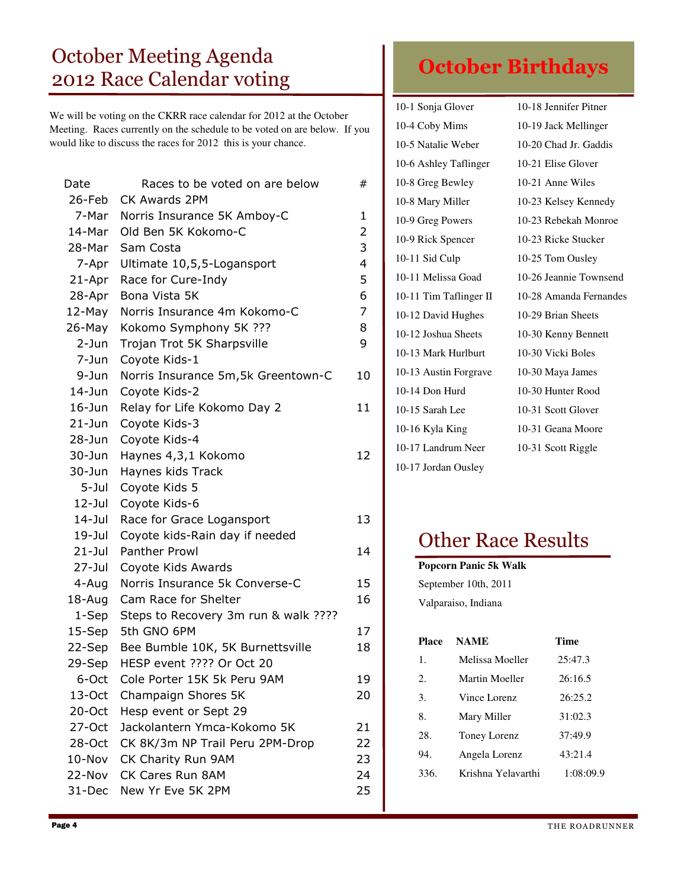# October Meeting Agenda 2012 Race Calendar voting

We will be voting on the CKRR race calendar for 2012 at the October Meeting. Races currently on the schedule to be voted on are below. If you would like to discuss the races for 2012 this is your chance.

| Date | Races to be voted on are below | # |
|---|---|---|
| 26-Feb | CK Awards 2PM | |
| 7-Mar | Norris Insurance 5K Amboy-C | 1 |
| 14-Mar | Old Ben 5K Kokomo-C | 2 |
| 28-Mar | Sam Costa | 3 |
| 7-Apr | Ultimate 10,5,5-Logansport | 4 |
| 21-Apr | Race for Cure-Indy | 5 |
| 28-Apr | Bona Vista 5K | 6 |
| 12-May | Norris Insurance 4m Kokomo-C | 7 |
| 26-May | Kokomo Symphony 5K ??? | 8 |
| 2-Jun | Trojan Trot 5K Sharpsville | 9 |
| 7-Jun | Coyote Kids-1 | |
| 9-Jun | Norris Insurance 5m,5k Greentown-C | 10 |
| 14-Jun | Coyote Kids-2 | |
| 16-Jun | Relay for Life Kokomo Day 2 | 11 |
| 21-Jun | Coyote Kids-3 | |
| 28-Jun | Coyote Kids-4 | |
| 30-Jun | Haynes 4,3,1 Kokomo | 12 |
| 30-Jun | Haynes kids Track | |
| 5-Jul | Coyote Kids 5 | |
| 12-Jul | Coyote Kids-6 | |
| 14-Jul | Race for Grace Logansport | 13 |
| 19-Jul | Coyote kids-Rain day if needed | |
| 21-Jul | Panther Prowl | 14 |
| 27-Jul | Coyote Kids Awards | |
| 4-Aug | Norris Insurance 5k Converse-C | 15 |
| 18-Aug | Cam Race for Shelter | 16 |
| 1-Sep | Steps to Recovery 3m run & walk ???? | |
| 15-Sep | 5th GNO 6PM | 17 |
| 22-Sep | Bee Bumble 10K, 5K Burnettsville | 18 |
| 29-Sep | HESP event ???? Or Oct 20 | |
| 6-Oct | Cole Porter 15K 5k Peru 9AM | 19 |
| 13-Oct | Champaign Shores 5K | 20 |
| 20-Oct | Hesp event or Sept 29 | |
| 27-Oct | Jackolantern Ymca-Kokomo 5K | 21 |
| 28-Oct | CK 8K/3m NP Trail Peru 2PM-Drop | 22 |
| 10-Nov | CK Charity Run 9AM | 23 |
| 22-Nov | CK Cares Run 8AM | 24 |
| 31-Dec | New Yr Eve 5K 2PM | 25 |

# October Birthdays

10-1 Sonja Glover
10-4 Coby Mims
10-5 Natalie Weber
10-6 Ashley Taflinger
10-8 Greg Bewley
10-8 Mary Miller
10-9 Greg Powers
10-9 Rick Spencer
10-11 Sid Culp
10-11 Melissa Goad
10-11 Tim Taflinger II
10-12 David Hughes
10-12 Joshua Sheets
10-13 Mark Hurlburt
10-13 Austin Forgrave
10-14 Don Hurd
10-15 Sarah Lee
10-16 Kyla King
10-17 Landrum Neer
10-17 Jordan Ousley
10-18 Jennifer Pitner
10-19 Jack Mellinger
10-20 Chad Jr. Gaddis
10-21 Elise Glover
10-21 Anne Wiles
10-23 Kelsey Kennedy
10-23 Rebekah Monroe
10-23 Ricke Stucker
10-25 Tom Ousley
10-26 Jeannie Townsend
10-28 Amanda Fernandes
10-29 Brian Sheets
10-30 Kenny Bennett
10-30 Vicki Boles
10-30 Maya James
10-30 Hunter Rood
10-31 Scott Glover
10-31 Geana Moore
10-31 Scott Riggle

# Other Race Results

**Popcorn Panic 5k Walk**

September 10th, 2011

Valparaiso, Indiana

| Place | NAME | Time |
|---|---|---|
| 1. | Melissa Moeller | 25:47.3 |
| 2. | Martin Moeller | 26:16.5 |
| 3. | Vince Lorenz | 26:25.2 |
| 8. | Mary Miller | 31:02.3 |
| 28. | Toney Lorenz | 37:49.9 |
| 94. | Angela Lorenz | 43:21.4 |
| 336. | Krishna Yelavarthi | 1:08:09.9 |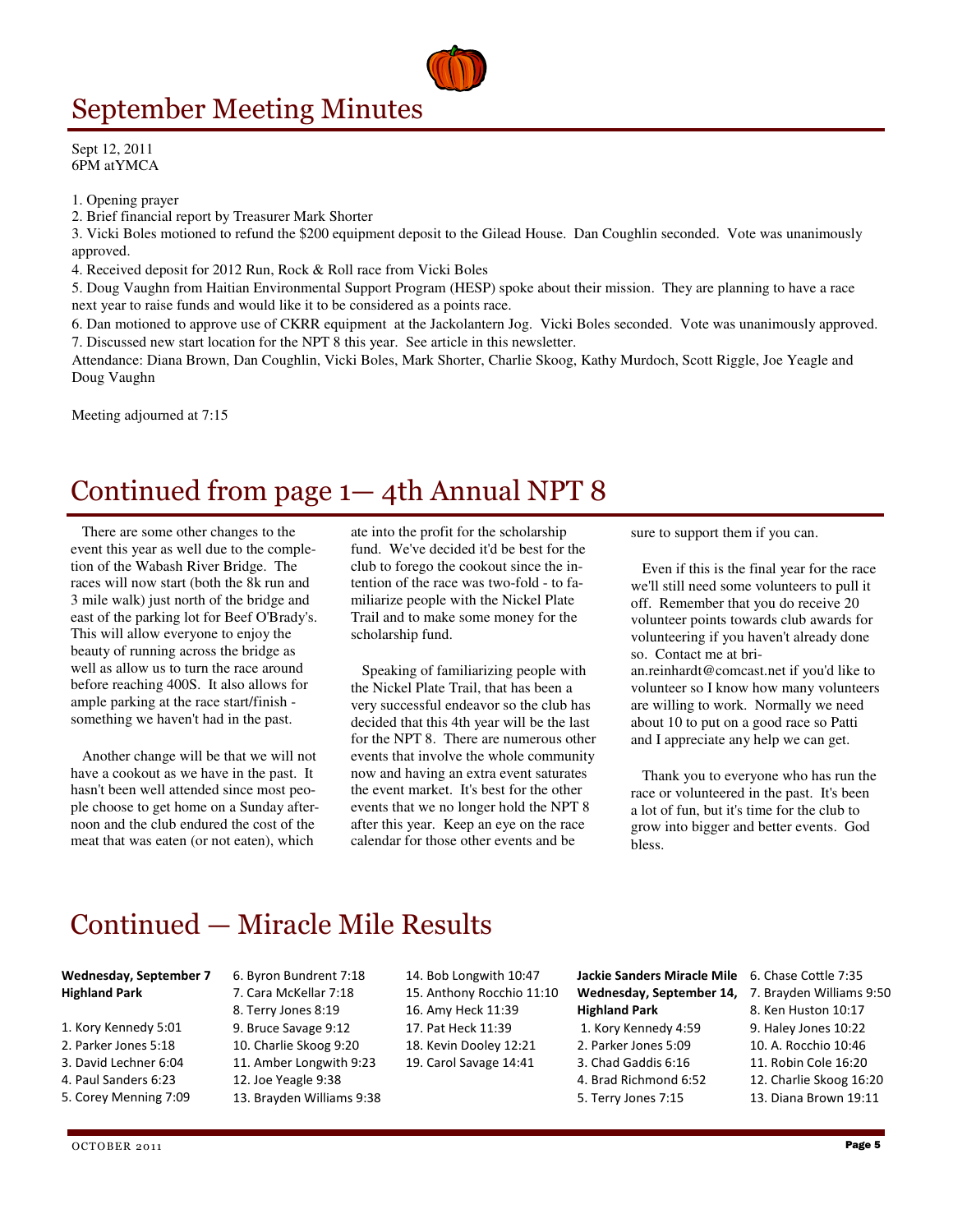# September Meeting Minutes

Sept 12, 2011
6PM atYMCA

1. Opening prayer
2. Brief financial report by Treasurer Mark Shorter
3. Vicki Boles motioned to refund the $200 equipment deposit to the Gilead House. Dan Coughlin seconded. Vote was unanimously approved.
4. Received deposit for 2012 Run, Rock & Roll race from Vicki Boles
5. Doug Vaughn from Haitian Environmental Support Program (HESP) spoke about their mission. They are planning to have a race next year to raise funds and would like it to be considered as a points race.
6. Dan motioned to approve use of CKRR equipment at the Jackolantern Jog. Vicki Boles seconded. Vote was unanimously approved.
7. Discussed new start location for the NPT 8 this year. See article in this newsletter.

Attendance: Diana Brown, Dan Coughlin, Vicki Boles, Mark Shorter, Charlie Skoog, Kathy Murdoch, Scott Riggle, Joe Yeagle and Doug Vaughn

Meeting adjourned at 7:15

# Continued from page 1— 4th Annual NPT 8

There are some other changes to the event this year as well due to the completion of the Wabash River Bridge. The races will now start (both the 8k run and 3 mile walk) just north of the bridge and east of the parking lot for Beef O'Brady's. This will allow everyone to enjoy the beauty of running across the bridge as well as allow us to turn the race around before reaching 400S. It also allows for ample parking at the race start/finish - something we haven't had in the past.

Another change will be that we will not have a cookout as we have in the past. It hasn't been well attended since most people choose to get home on a Sunday afternoon and the club endured the cost of the meat that was eaten (or not eaten), which ate into the profit for the scholarship fund. We've decided it'd be best for the club to forego the cookout since the intention of the race was two-fold - to familiarize people with the Nickel Plate Trail and to make some money for the scholarship fund.

Speaking of familiarizing people with the Nickel Plate Trail, that has been a very successful endeavor so the club has decided that this 4th year will be the last for the NPT 8. There are numerous other events that involve the whole community now and having an extra event saturates the event market. It's best for the other events that we no longer hold the NPT 8 after this year. Keep an eye on the race calendar for those other events and be sure to support them if you can.

Even if this is the final year for the race we'll still need some volunteers to pull it off. Remember that you do receive 20 volunteer points towards club awards for volunteering if you haven't already done so. Contact me at brian.reinhardt@comcast.net if you'd like to volunteer so I know how many volunteers are willing to work. Normally we need about 10 to put on a good race so Patti and I appreciate any help we can get.

Thank you to everyone who has run the race or volunteered in the past. It's been a lot of fun, but it's time for the club to grow into bigger and better events. God bless.

# Continued — Miracle Mile Results

**Wednesday, September 7 Highland Park**

1. Kory Kennedy 5:01
2. Parker Jones 5:18
3. David Lechner 6:04
4. Paul Sanders 6:23
5. Corey Menning 7:09
6. Byron Bundrent 7:18
7. Cara McKellar 7:18
8. Terry Jones 8:19
9. Bruce Savage 9:12
10. Charlie Skoog 9:20
11. Amber Longwith 9:23
12. Joe Yeagle 9:38
13. Brayden Williams 9:38
14. Bob Longwith 10:47
15. Anthony Rocchio 11:10
16. Amy Heck 11:39
17. Pat Heck 11:39
18. Kevin Dooley 12:21
19. Carol Savage 14:41

**Jackie Sanders Miracle Mile Wednesday, September 14, Highland Park**

1. Kory Kennedy 4:59
2. Parker Jones 5:09
3. Chad Gaddis 6:16
4. Brad Richmond 6:52
5. Terry Jones 7:15
6. Chase Cottle 7:35
7. Brayden Williams 9:50
8. Ken Huston 10:17
9. Haley Jones 10:22
10. A. Rocchio 10:46
11. Robin Cole 16:20
12. Charlie Skoog 16:20
13. Diana Brown 19:11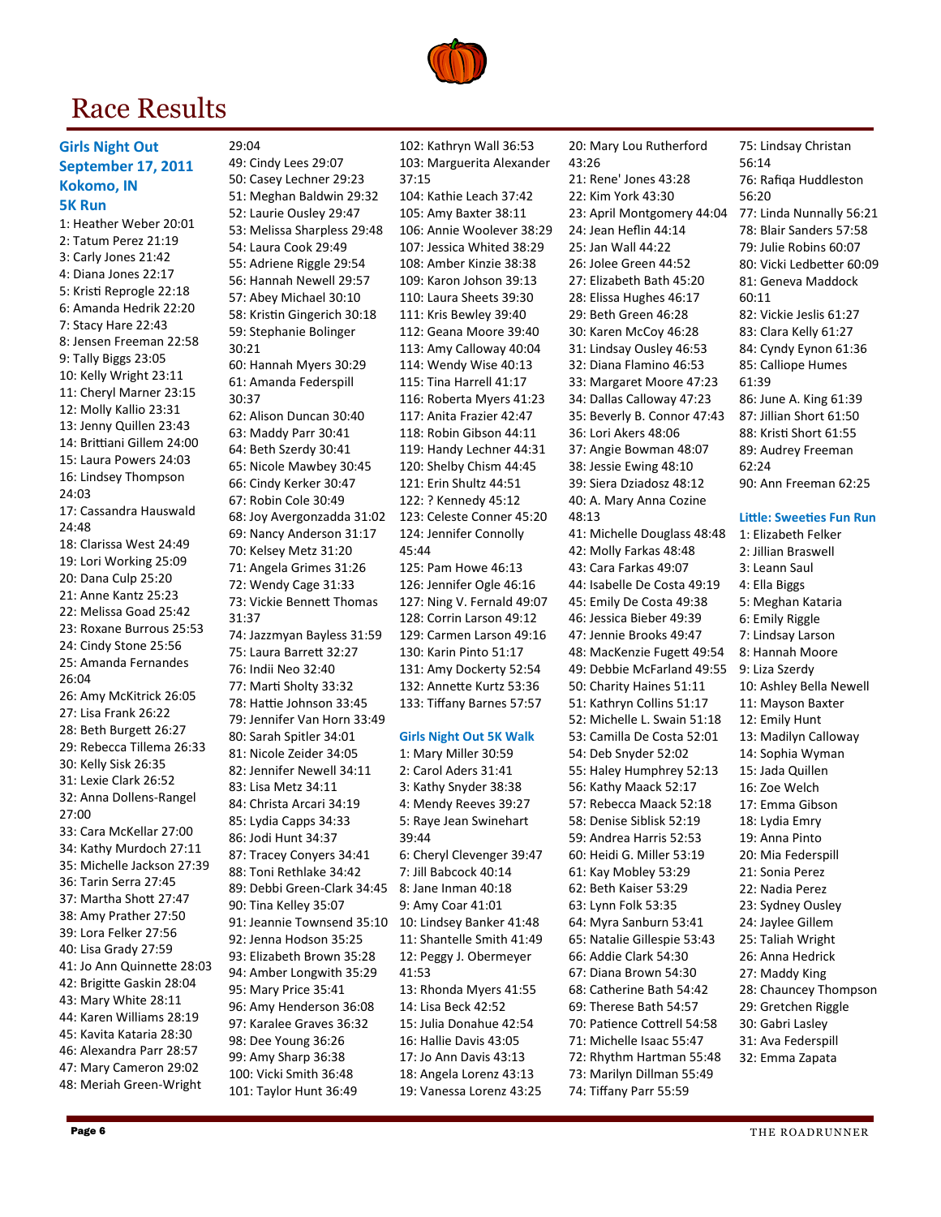# Race Results

## Girls Night Out September 17, 2011 Kokomo, IN

### 5K Run

1: Heather Weber 20:01
2: Tatum Perez 21:19
3: Carly Jones 21:42
4: Diana Jones 22:17
5: Kristi Reprogle 22:18
6: Amanda Hedrik 22:20
7: Stacy Hare 22:43
8: Jensen Freeman 22:58
9: Tally Biggs 23:05
10: Kelly Wright 23:11
11: Cheryl Marner 23:15
12: Molly Kallio 23:31
13: Jenny Quillen 23:43
14: Brittiani Gillem 24:00
15: Laura Powers 24:03
16: Lindsey Thompson 24:03
17: Cassandra Hauswald 24:48
18: Clarissa West 24:49
19: Lori Working 25:09
20: Dana Culp 25:20
21: Anne Kantz 25:23
22: Melissa Goad 25:42
23: Roxane Burrous 25:53
24: Cindy Stone 25:56
25: Amanda Fernandes 26:04
26: Amy McKitrick 26:05
27: Lisa Frank 26:22
28: Beth Burgett 26:27
29: Rebecca Tillema 26:33
30: Kelly Sisk 26:35
31: Lexie Clark 26:52
32: Anna Dollens-Rangel 27:00
33: Cara McKellar 27:00
34: Kathy Murdoch 27:11
35: Michelle Jackson 27:39
36: Tarin Serra 27:45
37: Martha Shott 27:47
38: Amy Prather 27:50
39: Lora Felker 27:56
40: Lisa Grady 27:59
41: Jo Ann Quinnette 28:03
42: Brigitte Gaskin 28:04
43: Mary White 28:11
44: Karen Williams 28:19
45: Kavita Kataria 28:30
46: Alexandra Parr 28:57
47: Mary Cameron 29:02
48: Meriah Green-Wright 29:04
49: Cindy Lees 29:07
50: Casey Lechner 29:23
51: Meghan Baldwin 29:32
52: Laurie Ousley 29:47
53: Melissa Sharpless 29:48
54: Laura Cook 29:49
55: Adriene Riggle 29:54
56: Hannah Newell 29:57
57: Abey Michael 30:10
58: Kristin Gingerich 30:18
59: Stephanie Bolinger 30:21
60: Hannah Myers 30:29
61: Amanda Federspill 30:37
62: Alison Duncan 30:40
63: Maddy Parr 30:41
64: Beth Szerdy 30:41
65: Nicole Mawbey 30:45
66: Cindy Kerker 30:47
67: Robin Cole 30:49
68: Joy Avergonzadda 31:02
69: Nancy Anderson 31:17
70: Kelsey Metz 31:20
71: Angela Grimes 31:26
72: Wendy Cage 31:33
73: Vickie Bennett Thomas 31:37
74: Jazzmyan Bayless 31:59
75: Laura Barrett 32:27
76: Indii Neo 32:40
77: Marti Sholty 33:32
78: Hattie Johnson 33:45
79: Jennifer Van Horn 33:49
80: Sarah Spitler 34:01
81: Nicole Zeider 34:05
82: Jennifer Newell 34:11
83: Lisa Metz 34:11
84: Christa Arcari 34:19
85: Lydia Capps 34:33
86: Jodi Hunt 34:37
87: Tracey Conyers 34:41
88: Toni Rethlake 34:42
89: Debbi Green-Clark 34:45
90: Tina Kelley 35:07
91: Jeannie Townsend 35:10
92: Jenna Hodson 35:25
93: Elizabeth Brown 35:28
94: Amber Longwith 35:29
95: Mary Price 35:41
96: Amy Henderson 36:08
97: Karalee Graves 36:32
98: Dee Young 36:26
99: Amy Sharp 36:38
100: Vicki Smith 36:48
101: Taylor Hunt 36:49
102: Kathryn Wall 36:53
103: Marguerita Alexander 37:15
104: Kathie Leach 37:42
105: Amy Baxter 38:11
106: Annie Woolever 38:29
107: Jessica Whited 38:29
108: Amber Kinzie 38:38
109: Karon Johson 39:13
110: Laura Sheets 39:30
111: Kris Bewley 39:40
112: Geana Moore 39:40
113: Amy Calloway 40:04
114: Wendy Wise 40:13
115: Tina Harrell 41:17
116: Roberta Myers 41:23
117: Anita Frazier 42:47
118: Robin Gibson 44:11
119: Handy Lechner 44:31
120: Shelby Chism 44:45
121: Erin Shultz 44:51
122: ? Kennedy 45:12
123: Celeste Conner 45:20
124: Jennifer Connolly 45:44
125: Pam Howe 46:13
126: Jennifer Ogle 46:16
127: Ning V. Fernald 49:07
128: Corrin Larson 49:12
129: Carmen Larson 49:16
130: Karin Pinto 51:17
131: Amy Dockerty 52:54
132: Annette Kurtz 53:36
133: Tiffany Barnes 57:57

### Girls Night Out 5K Walk

1: Mary Miller 30:59
2: Carol Aders 31:41
3: Kathy Snyder 38:38
4: Mendy Reeves 39:27
5: Raye Jean Swinehart 39:44
6: Cheryl Clevenger 39:47
7: Jill Babcock 40:14
8: Jane Inman 40:18
9: Amy Coar 41:01
10: Lindsey Banker 41:48
11: Shantelle Smith 41:49
12: Peggy J. Obermeyer 41:53
13: Rhonda Myers 41:55
14: Lisa Beck 42:52
15: Julia Donahue 42:54
16: Hallie Davis 43:05
17: Jo Ann Davis 43:13
18: Angela Lorenz 43:13
19: Vanessa Lorenz 43:25
20: Mary Lou Rutherford 43:26
21: Rene' Jones 43:28
22: Kim York 43:30
23: April Montgomery 44:04
24: Jean Heflin 44:14
25: Jan Wall 44:22
26: Jolee Green 44:52
27: Elizabeth Bath 45:20
28: Elissa Hughes 46:17
29: Beth Green 46:28
30: Karen McCoy 46:28
31: Lindsay Ousley 46:53
32: Diana Flamino 46:53
33: Margaret Moore 47:23
34: Dallas Calloway 47:23
35: Beverly B. Connor 47:43
36: Lori Akers 48:06
37: Angie Bowman 48:07
38: Jessie Ewing 48:10
39: Siera Dziadosz 48:12
40: A. Mary Anna Cozine 48:13
41: Michelle Douglass 48:48
42: Molly Farkas 48:48
43: Cara Farkas 49:07
44: Isabelle De Costa 49:19
45: Emily De Costa 49:38
46: Jessica Bieber 49:39
47: Jennie Brooks 49:47
48: MacKenzie Fugett 49:54
49: Debbie McFarland 49:55
50: Charity Haines 51:11
51: Kathryn Collins 51:17
52: Michelle L. Swain 51:18
53: Camilla De Costa 52:01
54: Deb Snyder 52:02
55: Haley Humphrey 52:13
56: Kathy Maack 52:17
57: Rebecca Maack 52:18
58: Denise Siblisk 52:19
59: Andrea Harris 52:53
60: Heidi G. Miller 53:19
61: Kay Mobley 53:29
62: Beth Kaiser 53:29
63: Lynn Folk 53:35
64: Myra Sanburn 53:41
65: Natalie Gillespie 53:43
66: Addie Clark 54:30
67: Diana Brown 54:30
68: Catherine Bath 54:42
69: Therese Bath 54:57
70: Patience Cottrell 54:58
71: Michelle Isaac 55:47
72: Rhythm Hartman 55:48
73: Marilyn Dillman 55:49
74: Tiffany Parr 55:59
75: Lindsay Christan 56:14
76: Rafiqa Huddleston 56:20
77: Linda Nunnally 56:21
78: Blair Sanders 57:58
79: Julie Robins 60:07
80: Vicki Ledbetter 60:09
81: Geneva Maddock 60:11
82: Vickie Jeslis 61:27
83: Clara Kelly 61:27
84: Cyndy Eynon 61:36
85: Calliope Humes 61:39
86: June A. King 61:39
87: Jillian Short 61:50
88: Kristi Short 61:55
89: Audrey Freeman 62:24
90: Ann Freeman 62:25

### Little: Sweeties Fun Run

1: Elizabeth Felker
2: Jillian Braswell
3: Leann Saul
4: Ella Biggs
5: Meghan Kataria
6: Emily Riggle
7: Lindsay Larson
8: Hannah Moore
9: Liza Szerdy
10: Ashley Bella Newell
11: Mayson Baxter
12: Emily Hunt
13: Madilyn Calloway
14: Sophia Wyman
15: Jada Quillen
16: Zoe Welch
17: Emma Gibson
18: Lydia Emry
19: Anna Pinto
20: Mia Federspill
21: Sonia Perez
22: Nadia Perez
23: Sydney Ousley
24: Jaylee Gillem
25: Taliah Wright
26: Anna Hedrick
27: Maddy King
28: Chauncey Thompson
29: Gretchen Riggle
30: Gabri Lasley
31: Ava Federspill
32: Emma Zapata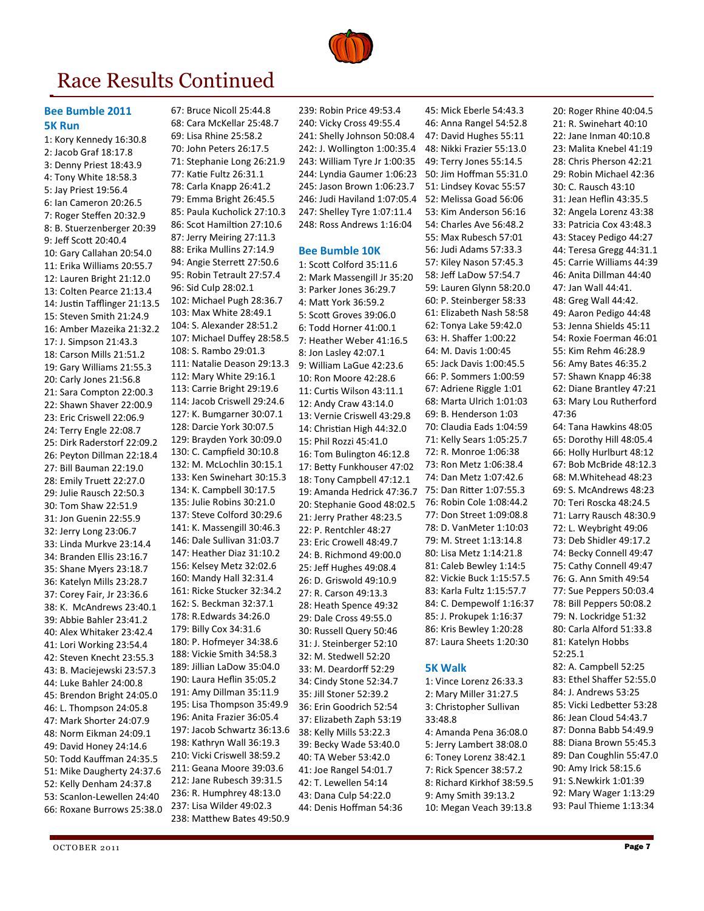# Race Results Continued

## Bee Bumble 2011
### 5K Run

1: Kory Kennedy 16:30.8
2: Jacob Graf 18:17.8
3: Denny Priest 18:43.9
4: Tony White 18:58.3
5: Jay Priest 19:56.4
6: Ian Cameron 20:26.5
7: Roger Steffen 20:32.9
8: B. Stuerzenberger 20:39
9: Jeff Scott 20:40.4
10: Gary Callahan 20:54.0
11: Erika Williams 20:55.7
12: Lauren Bright 21:12.0
13: Colten Pearce 21:13.4
14: Justin Tafflinger 21:13.5
15: Steven Smith 21:24.9
16: Amber Mazeika 21:32.2
17: J. Simpson 21:43.3
18: Carson Mills 21:51.2
19: Gary Williams 21:55.3
20: Carly Jones 21:56.8
21: Sara Compton 22:00.3
22: Shawn Shaver 22:00.9
23: Eric Criswell 22:06.9
24: Terry Engle 22:08.7
25: Dirk Raderstorf 22:09.2
26: Peyton Dillman 22:18.4
27: Bill Bauman 22:19.0
28: Emily Truett 22:27.0
29: Julie Rausch 22:50.3
30: Tom Shaw 22:51.9
31: Jon Guenin 22:55.9
32: Jerry Long 23:06.7
33: Linda Murkve 23:14.4
34: Branden Ellis 23:16.7
35: Shane Myers 23:18.7
36: Katelyn Mills 23:28.7
37: Corey Fair, Jr 23:36.6
38: K. McAndrews 23:40.1
39: Abbie Bahler 23:41.2
40: Alex Whitaker 23:42.4
41: Lori Working 23:54.4
42: Steven Knecht 23:55.3
43: B. Maciejewski 23:57.3
44: Luke Bahler 24:00.8
45: Brendon Bright 24:05.0
46: L. Thompson 24:05.8
47: Mark Shorter 24:07.9
48: Norm Eikman 24:09.1
49: David Honey 24:14.6
50: Todd Kauffman 24:35.5
51: Mike Daugherty 24:37.6
52: Kelly Denham 24:37.8
53: Scanlon-Lewellen 24:40
66: Roxane Burrows 25:38.0
67: Bruce Nicoll 25:44.8
68: Cara McKellar 25:48.7
69: Lisa Rhine 25:58.2
70: John Peters 26:17.5
71: Stephanie Long 26:21.9
77: Katie Fultz 26:31.1
78: Carla Knapp 26:41.2
79: Emma Bright 26:45.5
85: Paula Kucholick 27:10.3
86: Scot Hamiltion 27:10.6
87: Jerry Meiring 27:11.3
88: Erika Mullins 27:14.9
94: Angie Sterrett 27:50.6
95: Robin Tetrault 27:57.4
96: Sid Culp 28:02.1
102: Michael Pugh 28:36.7
103: Max White 28:49.1
104: S. Alexander 28:51.2
107: Michael Duffey 28:58.5
108: S. Rambo 29:01.3
111: Natalie Deason 29:13.3
112: Mary White 29:16.1
113: Carrie Bright 29:19.6
114: Jacob Criswell 29:24.6
127: K. Bumgarner 30:07.1
128: Darcie York 30:07.5
129: Brayden York 30:09.0
130: C. Campfield 30:10.8
132: M. McLochlin 30:15.1
133: Ken Swinehart 30:15.3
134: K. Campbell 30:17.5
135: Julie Robins 30:21.0
137: Steve Colford 30:29.6
141: K. Massengill 30:46.3
146: Dale Sullivan 31:03.7
147: Heather Diaz 31:10.2
156: Kelsey Metz 32:02.6
160: Mandy Hall 32:31.4
161: Ricke Stucker 32:34.2
162: S. Beckman 32:37.1
178: R.Edwards 34:26.0
179: Billy Cox 34:31.6
180: P. Hofmeyer 34:38.6
188: Vickie Smith 34:58.3
189: Jillian LaDow 35:04.0
190: Laura Heflin 35:05.2
191: Amy Dillman 35:11.9
195: Lisa Thompson 35:49.9
196: Anita Frazier 36:05.4
197: Jacob Schwartz 36:13.6
198: Kathryn Wall 36:19.3
210: Vicki Criswell 38:59.2
211: Geana Moore 39:03.6
212: Jane Rubesch 39:31.5
236: R. Humphrey 48:13.0
237: Lisa Wilder 49:02.3
238: Matthew Bates 49:50.9
239: Robin Price 49:53.4
240: Vicky Cross 49:55.4
241: Shelly Johnson 50:08.4
242: J. Wollington 1:00:35.4
243: William Tyre Jr 1:00:35
244: Lyndia Gaumer 1:06:23
245: Jason Brown 1:06:23.7
246: Judi Haviland 1:07:05.4
247: Shelley Tyre 1:07:11.4
248: Ross Andrews 1:16:04

## Bee Bumble 10K

1: Scott Colford 35:11.6
2: Mark Massengill Jr 35:20
3: Parker Jones 36:29.7
4: Matt York 36:59.2
5: Scott Groves 39:06.0
6: Todd Horner 41:00.1
7: Heather Weber 41:16.5
8: Jon Lasley 42:07.1
9: William LaGue 42:23.6
10: Ron Moore 42:28.6
11: Curtis Wilson 43:11.1
12: Andy Craw 43:14.0
13: Vernie Criswell 43:29.8
14: Christian High 44:32.0
15: Phil Rozzi 45:41.0
16: Tom Bulington 46:12.8
17: Betty Funkhouser 47:02
18: Tony Campbell 47:12.1
19: Amanda Hedrick 47:36.7
20: Stephanie Good 48:02.5
21: Jerry Prather 48:23.5
22: P. Rentchler 48:27
23: Eric Crowell 48:49.7
24: B. Richmond 49:00.0
25: Jeff Hughes 49:08.4
26: D. Griswold 49:10.9
27: R. Carson 49:13.3
28: Heath Spence 49:32
29: Dale Cross 49:55.0
30: Russell Query 50:46
31: J. Steinberger 52:10
32: M. Stedwell 52:20
33: M. Deardorff 52:29
34: Cindy Stone 52:34.7
35: Jill Stoner 52:39.2
36: Erin Goodrich 52:54
37: Elizabeth Zaph 53:19
38: Kelly Mills 53:22.3
39: Becky Wade 53:40.0
40: TA Weber 53:42.0
41: Joe Rangel 54:01.7
42: T. Lewellen 54:14
43: Dana Culp 54:22.0
44: Denis Hoffman 54:36
45: Mick Eberle 54:43.3
46: Anna Rangel 54:52.8
47: David Hughes 55:11
48: Nikki Frazier 55:13.0
49: Terry Jones 55:14.5
50: Jim Hoffman 55:31.0
51: Lindsey Kovac 55:57
52: Melissa Goad 56:06
53: Kim Anderson 56:16
54: Charles Ave 56:48.2
55: Max Rubesch 57:01
56: Judi Adams 57:33.3
57: Kiley Nason 57:45.3
58: Jeff LaDow 57:54.7
59: Lauren Glynn 58:20.0
60: P. Steinberger 58:33
61: Elizabeth Nash 58:58
62: Tonya Lake 59:42.0
63: H. Shaffer 1:00:22
64: M. Davis 1:00:45
65: Jack Davis 1:00:45.5
66: P. Sommers 1:00:59
67: Adriene Riggle 1:01
68: Marta Ulrich 1:01:03
69: B. Henderson 1:03
70: Claudia Eads 1:04:59
71: Kelly Sears 1:05:25.7
72: R. Monroe 1:06:38
73: Ron Metz 1:06:38.4
74: Dan Metz 1:07:42.6
75: Dan Ritter 1:07:55.3
76: Robin Cole 1:08:44.2
77: Don Street 1:09:08.8
78: D. VanMeter 1:10:03
79: M. Street 1:13:14.8
80: Lisa Metz 1:14:21.8
81: Caleb Bewley 1:14:5
82: Vickie Buck 1:15:57.5
83: Karla Fultz 1:15:57.7
84: C. Dempewolf 1:16:37
85: J. Prokupek 1:16:37
86: Kris Bewley 1:20:28
87: Laura Sheets 1:20:30

## 5K Walk

1: Vince Lorenz 26:33.3
2: Mary Miller 31:27.5
3: Christopher Sullivan 33:48.8
4: Amanda Pena 36:08.0
5: Jerry Lambert 38:08.0
6: Toney Lorenz 38:42.1
7: Rick Spencer 38:57.2
8: Richard Kirkhof 38:59.5
9: Amy Smith 39:13.2
10: Megan Veach 39:13.8
20: Roger Rhine 40:04.5
21: R. Swinehart 40:10
22: Jane Inman 40:10.8
23: Malita Knebel 41:19
28: Chris Pherson 42:21
29: Robin Michael 42:36
30: C. Rausch 43:10
31: Jean Heflin 43:35.5
32: Angela Lorenz 43:38
33: Patricia Cox 43:48.3
43: Stacey Pedigo 44:27
44: Teresa Gregg 44:31.1
45: Carrie Williams 44:39
46: Anita Dillman 44:40
47: Jan Wall 44:41.
48: Greg Wall 44:42.
49: Aaron Pedigo 44:48
53: Jenna Shields 45:11
54: Roxie Foerman 46:01
55: Kim Rehm 46:28.9
56: Amy Bates 46:35.2
57: Shawn Knapp 46:38
62: Diane Brantley 47:21
63: Mary Lou Rutherford 47:36
64: Tana Hawkins 48:05
65: Dorothy Hill 48:05.4
66: Holly Hurlburt 48:12
67: Bob McBride 48:12.3
68: M.Whitehead 48:23
69: S. McAndrews 48:23
70: Teri Roscka 48:24.5
71: Larry Rausch 48:30.9
72: L. Weybright 49:06
73: Deb Shidler 49:17.2
74: Becky Connell 49:47
75: Cathy Connell 49:47
76: G. Ann Smith 49:54
77: Sue Peppers 50:03.4
78: Bill Peppers 50:08.2
79: N. Lockridge 51:32
80: Carla Alford 51:33.8
81: Katelyn Hobbs 52:25.1
82: A. Campbell 52:25
83: Ethel Shaffer 52:55.0
84: J. Andrews 53:25
85: Vicki Ledbetter 53:28
86: Jean Cloud 54:43.7
87: Donna Babb 54:49.9
88: Diana Brown 55:45.3
89: Dan Coughlin 55:47.0
90: Amy Irick 58:15.6
91: S.Newkirk 1:01:39
92: Mary Wager 1:13:29
93: Paul Thieme 1:13:34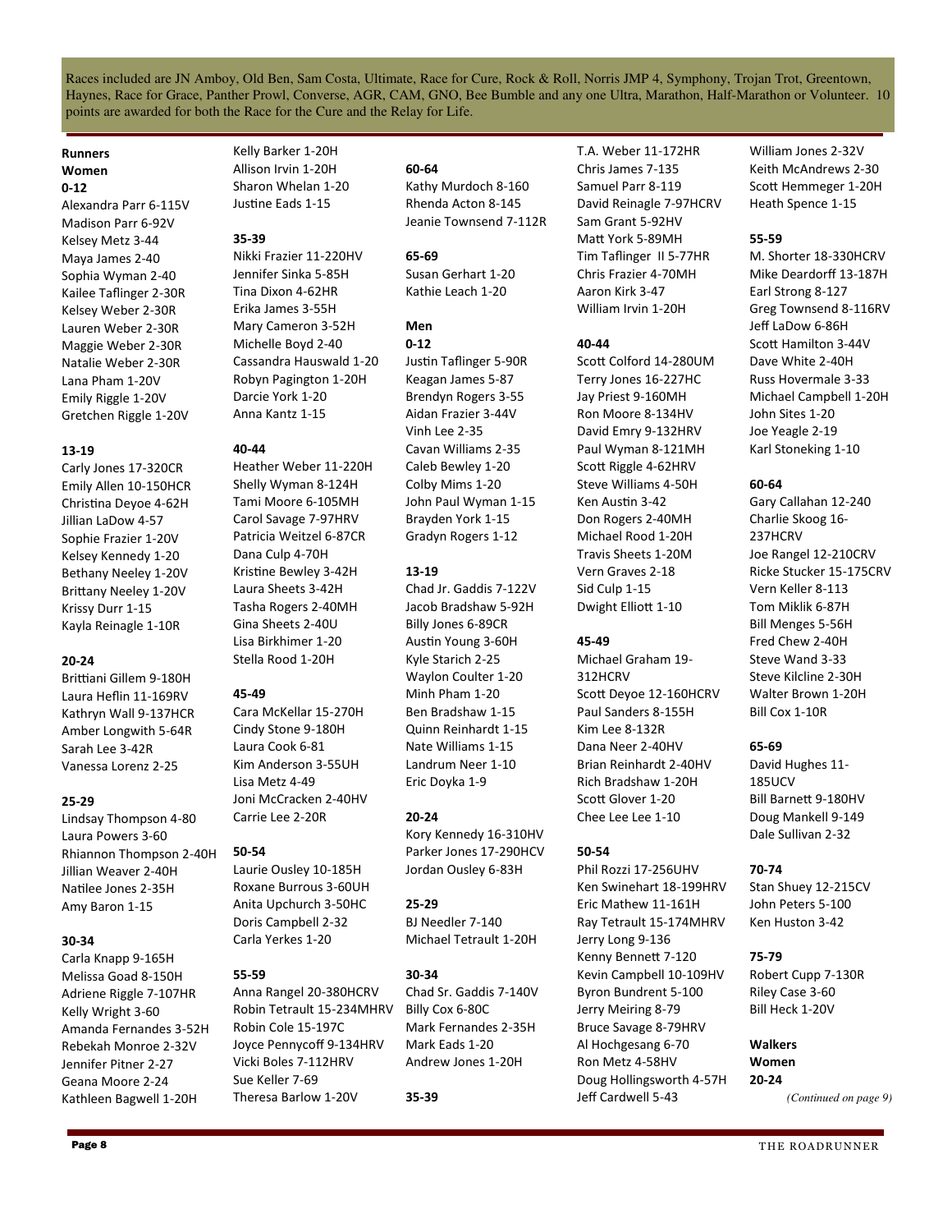Races included are JN Amboy, Old Ben, Sam Costa, Ultimate, Race for Cure, Rock & Roll, Norris JMP 4, Symphony, Trojan Trot, Greentown, Haynes, Race for Grace, Panther Prowl, Converse, AGR, CAM, GNO, Bee Bumble and any one Ultra, Marathon, Half-Marathon or Volunteer. 10 points are awarded for both the Race for the Cure and the Relay for Life.

## Runners

### Women

**0-12**

Alexandra Parr 6-115V
Madison Parr 6-92V
Kelsey Metz 3-44
Maya James 2-40
Sophia Wyman 2-40
Kailee Taflinger 2-30R
Kelsey Weber 2-30R
Lauren Weber 2-30R
Maggie Weber 2-30R
Natalie Weber 2-30R
Lana Pham 1-20V
Emily Riggle 1-20V
Gretchen Riggle 1-20V

**13-19**

Carly Jones 17-320CR
Emily Allen 10-150HCR
Christina Deyoe 4-62H
Jillian LaDow 4-57
Sophie Frazier 1-20V
Kelsey Kennedy 1-20
Bethany Neeley 1-20V
Brittany Neeley 1-20V
Krissy Durr 1-15
Kayla Reinagle 1-10R

**20-24**

Brittiani Gillem 9-180H
Laura Heflin 11-169RV
Kathryn Wall 9-137HCR
Amber Longwith 5-64R
Sarah Lee 3-42R
Vanessa Lorenz 2-25

**25-29**

Lindsay Thompson 4-80
Laura Powers 3-60
Rhiannon Thompson 2-40H
Jillian Weaver 2-40H
Natilee Jones 2-35H
Amy Baron 1-15

**30-34**

Carla Knapp 9-165H
Melissa Goad 8-150H
Adriene Riggle 7-107HR
Kelly Wright 3-60
Amanda Fernandes 3-52H
Rebekah Monroe 2-32V
Jennifer Pitner 2-27
Geana Moore 2-24
Kathleen Bagwell 1-20H
Kelly Barker 1-20H
Allison Irvin 1-20H
Sharon Whelan 1-20
Justine Eads 1-15

**35-39**

Nikki Frazier 11-220HV
Jennifer Sinka 5-85H
Tina Dixon 4-62HR
Erika James 3-55H
Mary Cameron 3-52H
Michelle Boyd 2-40
Cassandra Hauswald 1-20
Robyn Pagington 1-20H
Darcie York 1-20
Anna Kantz 1-15

**40-44**

Heather Weber 11-220H
Shelly Wyman 8-124H
Tami Moore 6-105MH
Carol Savage 7-97HRV
Patricia Weitzel 6-87CR
Dana Culp 4-70H
Kristine Bewley 3-42H
Laura Sheets 3-42H
Tasha Rogers 2-40MH
Gina Sheets 2-40U
Lisa Birkhimer 1-20
Stella Rood 1-20H

**45-49**

Cara McKellar 15-270H
Cindy Stone 9-180H
Laura Cook 6-81
Kim Anderson 3-55UH
Lisa Metz 4-49
Joni McCracken 2-40HV
Carrie Lee 2-20R

**50-54**

Laurie Ousley 10-185H
Roxane Burrous 3-60UH
Anita Upchurch 3-50HC
Doris Campbell 2-32
Carla Yerkes 1-20

**55-59**

Anna Rangel 20-380HCRV
Robin Tetrault 15-234MHRV
Robin Cole 15-197C
Joyce Pennycoff 9-134HRV
Vicki Boles 7-112HRV
Sue Keller 7-69
Theresa Barlow 1-20V

**60-64**

Kathy Murdoch 8-160
Rhenda Acton 8-145
Jeanie Townsend 7-112R

**65-69**

Susan Gerhart 1-20
Kathie Leach 1-20

### Men

**0-12**

Justin Taflinger 5-90R
Keagan James 5-87
Brendyn Rogers 3-55
Aidan Frazier 3-44V
Vinh Lee 2-35
Cavan Williams 2-35
Caleb Bewley 1-20
Colby Mims 1-20
John Paul Wyman 1-15
Brayden York 1-15
Gradyn Rogers 1-12

**13-19**

Chad Jr. Gaddis 7-122V
Jacob Bradshaw 5-92H
Billy Jones 6-89CR
Austin Young 3-60H
Kyle Starich 2-25
Waylon Coulter 1-20
Minh Pham 1-20
Ben Bradshaw 1-15
Quinn Reinhardt 1-15
Nate Williams 1-15
Landrum Neer 1-10
Eric Doyka 1-9

**20-24**

Kory Kennedy 16-310HV
Parker Jones 17-290HCV
Jordan Ousley 6-83H

**25-29**

BJ Needler 7-140
Michael Tetrault 1-20H

**30-34**

Chad Sr. Gaddis 7-140V
Billy Cox 6-80C
Mark Fernandes 2-35H
Mark Eads 1-20
Andrew Jones 1-20H

**35-39**

T.A. Weber 11-172HR
Chris James 7-135
Samuel Parr 8-119
David Reinagle 7-97HCRV
Sam Grant 5-92HV
Matt York 5-89MH
Tim Taflinger II 5-77HR
Chris Frazier 4-70MH
Aaron Kirk 3-47
William Irvin 1-20H

**40-44**

Scott Colford 14-280UM
Terry Jones 16-227HC
Jay Priest 9-160MH
Ron Moore 8-134HV
David Emry 9-132HRV
Paul Wyman 8-121MH
Scott Riggle 4-62HRV
Steve Williams 4-50H
Ken Austin 3-42
Don Rogers 2-40MH
Michael Rood 1-20H
Travis Sheets 1-20M
Vern Graves 2-18
Sid Culp 1-15
Dwight Elliott 1-10

**45-49**

Michael Graham 19-312HCRV
Scott Deyoe 12-160HCRV
Paul Sanders 8-155H
Kim Lee 8-132R
Dana Neer 2-40HV
Brian Reinhardt 2-40HV
Rich Bradshaw 1-20H
Scott Glover 1-20
Chee Lee Lee 1-10

**50-54**

Phil Rozzi 17-256UHV
Ken Swinehart 18-199HRV
Eric Mathew 11-161H
Ray Tetrault 15-174MHRV
Jerry Long 9-136
Kenny Bennett 7-120
Kevin Campbell 10-109HV
Byron Bundrent 5-100
Jerry Meiring 8-79
Bruce Savage 8-79HRV
Al Hochgesang 6-70
Ron Metz 4-58HV
Doug Hollingsworth 4-57H
Jeff Cardwell 5-43
William Jones 2-32V
Keith McAndrews 2-30
Scott Hemmeger 1-20H
Heath Spence 1-15

**55-59**

M. Shorter 18-330HCRV
Mike Deardorff 13-187H
Earl Strong 8-127
Greg Townsend 8-116RV
Jeff LaDow 6-86H
Scott Hamilton 3-44V
Dave White 2-40H
Russ Hovermale 3-33
Michael Campbell 1-20H
John Sites 1-20
Joe Yeagle 2-19
Karl Stoneking 1-10

**60-64**

Gary Callahan 12-240
Charlie Skoog 16-237HCRV
Joe Rangel 12-210CRV
Ricke Stucker 15-175CRV
Vern Keller 8-113
Tom Miklik 6-87H
Bill Menges 5-56H
Fred Chew 2-40H
Steve Wand 3-33
Steve Kilcline 2-30H
Walter Brown 1-20H
Bill Cox 1-10R

**65-69**

David Hughes 11-185UCV
Bill Barnett 9-180HV
Doug Mankell 9-149
Dale Sullivan 2-32

**70-74**

Stan Shuey 12-215CV
John Peters 5-100
Ken Huston 3-42

**75-79**

Robert Cupp 7-130R
Riley Case 3-60
Bill Heck 1-20V

## Walkers

### Women

**20-24**

*(Continued on page 9)*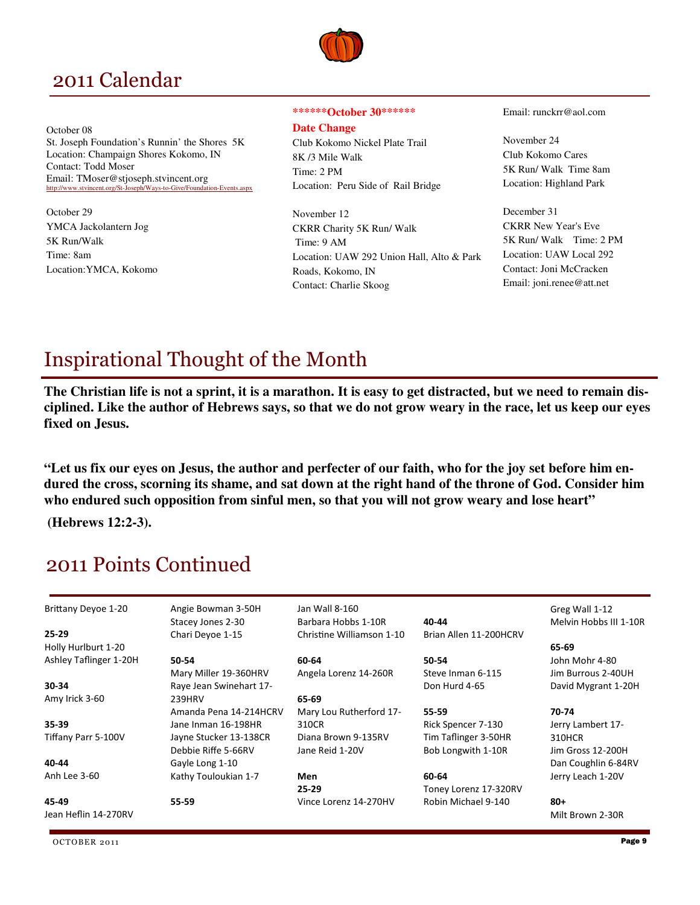# 2011 Calendar

October 08
St. Joseph Foundation's Runnin' the Shores 5K
Location: Champaign Shores Kokomo, IN
Contact: Todd Moser
Email: TMoser@stjoseph.stvincent.org
http://www.stvincent.org/St-Joseph/Ways-to-Give/Foundation-Events.aspx

October 29
YMCA Jackolantern Jog
5K Run/Walk
Time: 8am
Location:YMCA, Kokomo

**\*\*\*\*\*\*October 30\*\*\*\*\*\***

**Date Change**
Club Kokomo Nickel Plate Trail
8K /3 Mile Walk
Time: 2 PM
Location: Peru Side of Rail Bridge

November 12
CKRR Charity 5K Run/ Walk
Time: 9 AM
Location: UAW 292 Union Hall, Alto & Park Roads, Kokomo, IN
Contact: Charlie Skoog
Email: runckrr@aol.com

November 24
Club Kokomo Cares
5K Run/ Walk Time 8am
Location: Highland Park

December 31
CKRR New Year's Eve
5K Run/ Walk Time: 2 PM
Location: UAW Local 292
Contact: Joni McCracken
Email: joni.renee@att.net

# Inspirational Thought of the Month

**The Christian life is not a sprint, it is a marathon. It is easy to get distracted, but we need to remain disciplined. Like the author of Hebrews says, so that we do not grow weary in the race, let us keep our eyes fixed on Jesus.**

**"Let us fix our eyes on Jesus, the author and perfecter of our faith, who for the joy set before him endured the cross, scorning its shame, and sat down at the right hand of the throne of God. Consider him who endured such opposition from sinful men, so that you will not grow weary and lose heart"**

**(Hebrews 12:2-3).**

# 2011 Points Continued

Brittany Deyoe 1-20

**25-29**
Holly Hurlburt 1-20
Ashley Taflinger 1-20H

**30-34**
Amy Irick 3-60

**35-39**
Tiffany Parr 5-100V

**40-44**
Anh Lee 3-60

**45-49**
Jean Heflin 14-270RV
Angie Bowman 3-50H
Stacey Jones 2-30
Chari Deyoe 1-15

**50-54**
Mary Miller 19-360HRV
Raye Jean Swinehart 17-239HRV
Amanda Pena 14-214HCRV
Jane Inman 16-198HR
Jayne Stucker 13-138CR
Debbie Riffe 5-66RV
Gayle Long 1-10
Kathy Touloukian 1-7

**55-59**
Jan Wall 8-160
Barbara Hobbs 1-10R
Christine Williamson 1-10

**60-64**
Angela Lorenz 14-260R

**65-69**
Mary Lou Rutherford 17-310CR
Diana Brown 9-135RV
Jane Reid 1-20V

**Men**

**25-29**
Vince Lorenz 14-270HV

**40-44**
Brian Allen 11-200HCRV

**50-54**
Steve Inman 6-115
Don Hurd 4-65

**55-59**
Rick Spencer 7-130
Tim Taflinger 3-50HR
Bob Longwith 1-10R

**60-64**
Toney Lorenz 17-320RV
Robin Michael 9-140
Greg Wall 1-12
Melvin Hobbs III 1-10R

**65-69**
John Mohr 4-80
Jim Burrous 2-40UH
David Mygrant 1-20H

**70-74**
Jerry Lambert 17-310HCR
Jim Gross 12-200H
Dan Coughlin 6-84RV
Jerry Leach 1-20V

**80+**
Milt Brown 2-30R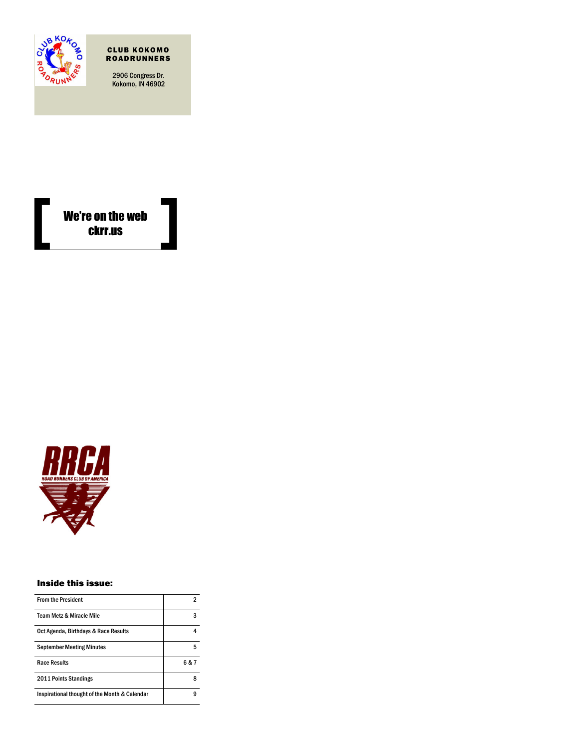**CLUB KOKOMO ROADRUNNERS**

2906 Congress Dr.
Kokomo, IN 46902

**We're on the web**
**ckrr.us**

### Inside this issue:

| | |
|---|---|
| From the President | 2 |
| Team Metz & Miracle Mile | 3 |
| Oct Agenda, Birthdays & Race Results | 4 |
| September Meeting Minutes | 5 |
| Race Results | 6 & 7 |
| 2011 Points Standings | 8 |
| Inspirational thought of the Month & Calendar | 9 |